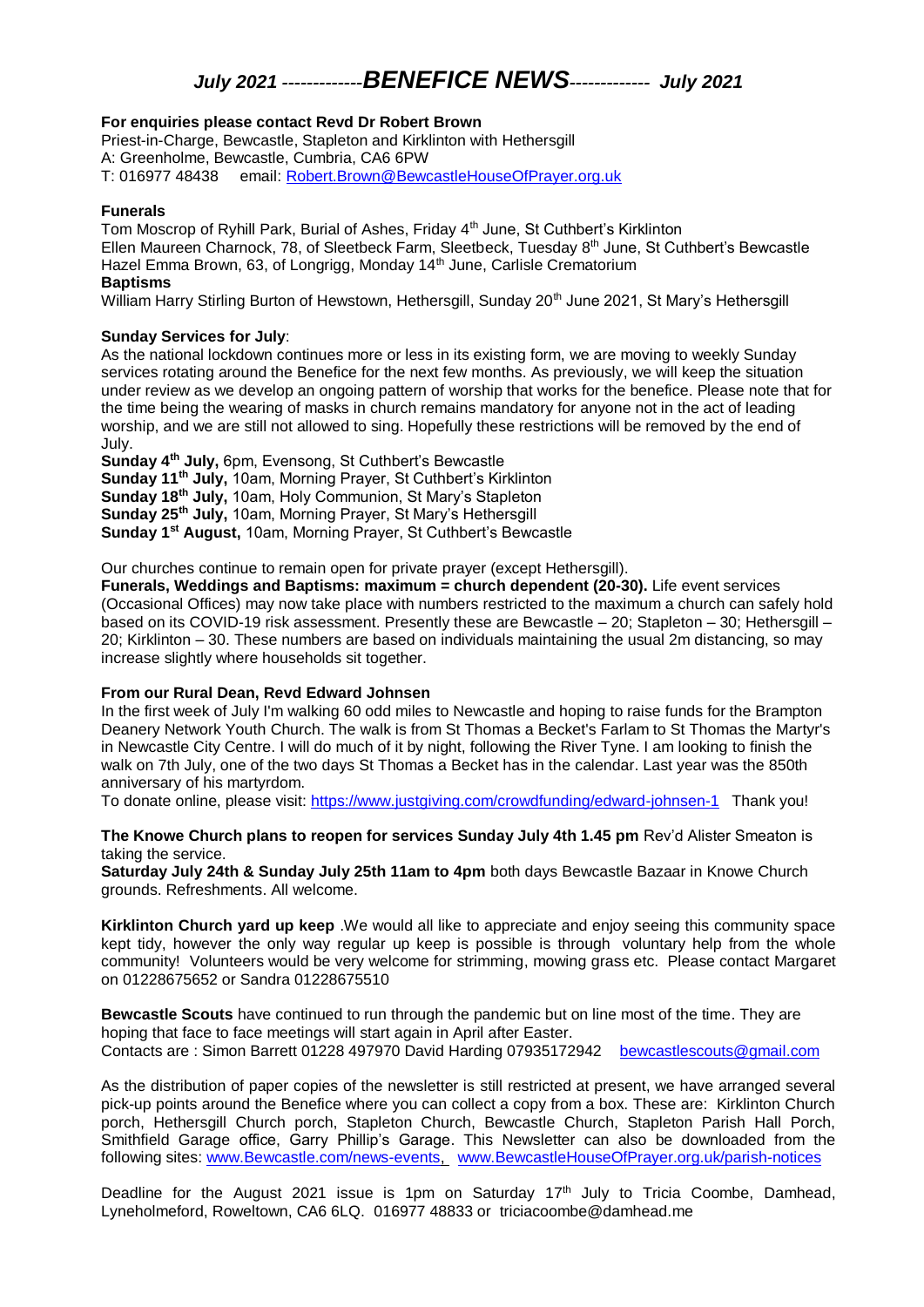# *July 2021* ------------*BENEFICE NEWS*------------ *July 2021*

**For enquiries please contact Revd Dr Robert Brown**
Priest-in-Charge, Bewcastle, Stapleton and Kirklinton with Hethersgill
A: Greenholme, Bewcastle, Cumbria, CA6 6PW
T: 016977 48438 email: Robert.Brown@BewcastleHouseOfPrayer.org.uk

**Funerals**
Tom Moscrop of Ryhill Park, Burial of Ashes, Friday 4th June, St Cuthbert's Kirklinton
Ellen Maureen Charnock, 78, of Sleetbeck Farm, Sleetbeck, Tuesday 8th June, St Cuthbert's Bewcastle
Hazel Emma Brown, 63, of Longrigg, Monday 14th June, Carlisle Crematorium

**Baptisms**
William Harry Stirling Burton of Hewstown, Hethersgill, Sunday 20th June 2021, St Mary's Hethersgill

**Sunday Services for July**:
As the national lockdown continues more or less in its existing form, we are moving to weekly Sunday services rotating around the Benefice for the next few months. As previously, we will keep the situation under review as we develop an ongoing pattern of worship that works for the benefice. Please note that for the time being the wearing of masks in church remains mandatory for anyone not in the act of leading worship, and we are still not allowed to sing. Hopefully these restrictions will be removed by the end of July.

**Sunday 4th July,** 6pm, Evensong, St Cuthbert's Bewcastle
**Sunday 11th July,** 10am, Morning Prayer, St Cuthbert's Kirklinton
**Sunday 18th July,** 10am, Holy Communion, St Mary's Stapleton
**Sunday 25th July,** 10am, Morning Prayer, St Mary's Hethersgill
**Sunday 1st August,** 10am, Morning Prayer, St Cuthbert's Bewcastle

Our churches continue to remain open for private prayer (except Hethersgill).
**Funerals, Weddings and Baptisms: maximum = church dependent (20-30).** Life event services (Occasional Offices) may now take place with numbers restricted to the maximum a church can safely hold based on its COVID-19 risk assessment. Presently these are Bewcastle – 20; Stapleton – 30; Hethersgill – 20; Kirklinton – 30. These numbers are based on individuals maintaining the usual 2m distancing, so may increase slightly where households sit together.

**From our Rural Dean, Revd Edward Johnsen**
In the first week of July I'm walking 60 odd miles to Newcastle and hoping to raise funds for the Brampton Deanery Network Youth Church. The walk is from St Thomas a Becket's Farlam to St Thomas the Martyr's in Newcastle City Centre. I will do much of it by night, following the River Tyne. I am looking to finish the walk on 7th July, one of the two days St Thomas a Becket has in the calendar. Last year was the 850th anniversary of his martyrdom.
To donate online, please visit: https://www.justgiving.com/crowdfunding/edward-johnsen-1 Thank you!

**The Knowe Church plans to reopen for services Sunday July 4th 1.45 pm** Rev'd Alister Smeaton is taking the service.
**Saturday July 24th & Sunday July 25th 11am to 4pm** both days Bewcastle Bazaar in Knowe Church grounds. Refreshments. All welcome.

**Kirklinton Church yard up keep** .We would all like to appreciate and enjoy seeing this community space kept tidy, however the only way regular up keep is possible is through voluntary help from the whole community! Volunteers would be very welcome for strimming, mowing grass etc. Please contact Margaret on 01228675652 or Sandra 01228675510

**Bewcastle Scouts** have continued to run through the pandemic but on line most of the time. They are hoping that face to face meetings will start again in April after Easter.
Contacts are : Simon Barrett 01228 497970 David Harding 07935172942 bewcastlescouts@gmail.com

As the distribution of paper copies of the newsletter is still restricted at present, we have arranged several pick-up points around the Benefice where you can collect a copy from a box. These are: Kirklinton Church porch, Hethersgill Church porch, Stapleton Church, Bewcastle Church, Stapleton Parish Hall Porch, Smithfield Garage office, Garry Phillip's Garage. This Newsletter can also be downloaded from the following sites: www.Bewcastle.com/news-events, www.BewcastleHouseOfPrayer.org.uk/parish-notices

Deadline for the August 2021 issue is 1pm on Saturday 17th July to Tricia Coombe, Damhead, Lyneholmeford, Roweltown, CA6 6LQ. 016977 48833 or triciacoombe@damhead.me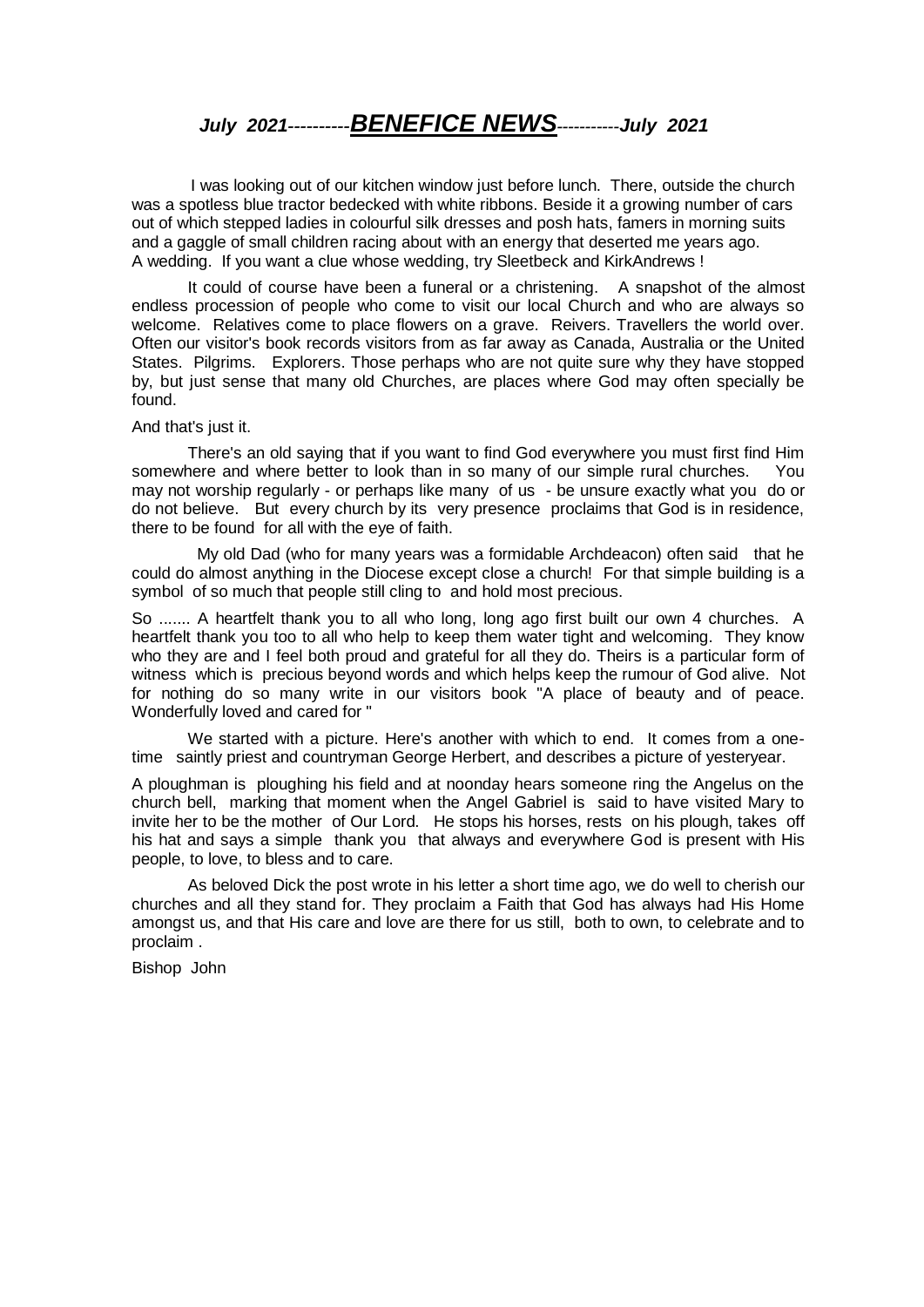# *July 2021*----------***BENEFICE NEWS***-----------*July 2021*

I was looking out of our kitchen window just before lunch. There, outside the church was a spotless blue tractor bedecked with white ribbons. Beside it a growing number of cars out of which stepped ladies in colourful silk dresses and posh hats, famers in morning suits and a gaggle of small children racing about with an energy that deserted me years ago. A wedding. If you want a clue whose wedding, try Sleetbeck and KirkAndrews !

It could of course have been a funeral or a christening. A snapshot of the almost endless procession of people who come to visit our local Church and who are always so welcome. Relatives come to place flowers on a grave. Reivers. Travellers the world over. Often our visitor's book records visitors from as far away as Canada, Australia or the United States. Pilgrims. Explorers. Those perhaps who are not quite sure why they have stopped by, but just sense that many old Churches, are places where God may often specially be found.

And that's just it.

There's an old saying that if you want to find God everywhere you must first find Him somewhere and where better to look than in so many of our simple rural churches. You may not worship regularly - or perhaps like many of us - be unsure exactly what you do or do not believe. But every church by its very presence proclaims that God is in residence, there to be found for all with the eye of faith.

My old Dad (who for many years was a formidable Archdeacon) often said that he could do almost anything in the Diocese except close a church! For that simple building is a symbol of so much that people still cling to and hold most precious.

So ....... A heartfelt thank you to all who long, long ago first built our own 4 churches. A heartfelt thank you too to all who help to keep them water tight and welcoming. They know who they are and I feel both proud and grateful for all they do. Theirs is a particular form of witness which is precious beyond words and which helps keep the rumour of God alive. Not for nothing do so many write in our visitors book "A place of beauty and of peace. Wonderfully loved and cared for "

We started with a picture. Here's another with which to end. It comes from a one-time saintly priest and countryman George Herbert, and describes a picture of yesteryear.

A ploughman is ploughing his field and at noonday hears someone ring the Angelus on the church bell, marking that moment when the Angel Gabriel is said to have visited Mary to invite her to be the mother of Our Lord. He stops his horses, rests on his plough, takes off his hat and says a simple thank you that always and everywhere God is present with His people, to love, to bless and to care.

As beloved Dick the post wrote in his letter a short time ago, we do well to cherish our churches and all they stand for. They proclaim a Faith that God has always had His Home amongst us, and that His care and love are there for us still, both to own, to celebrate and to proclaim .

Bishop John